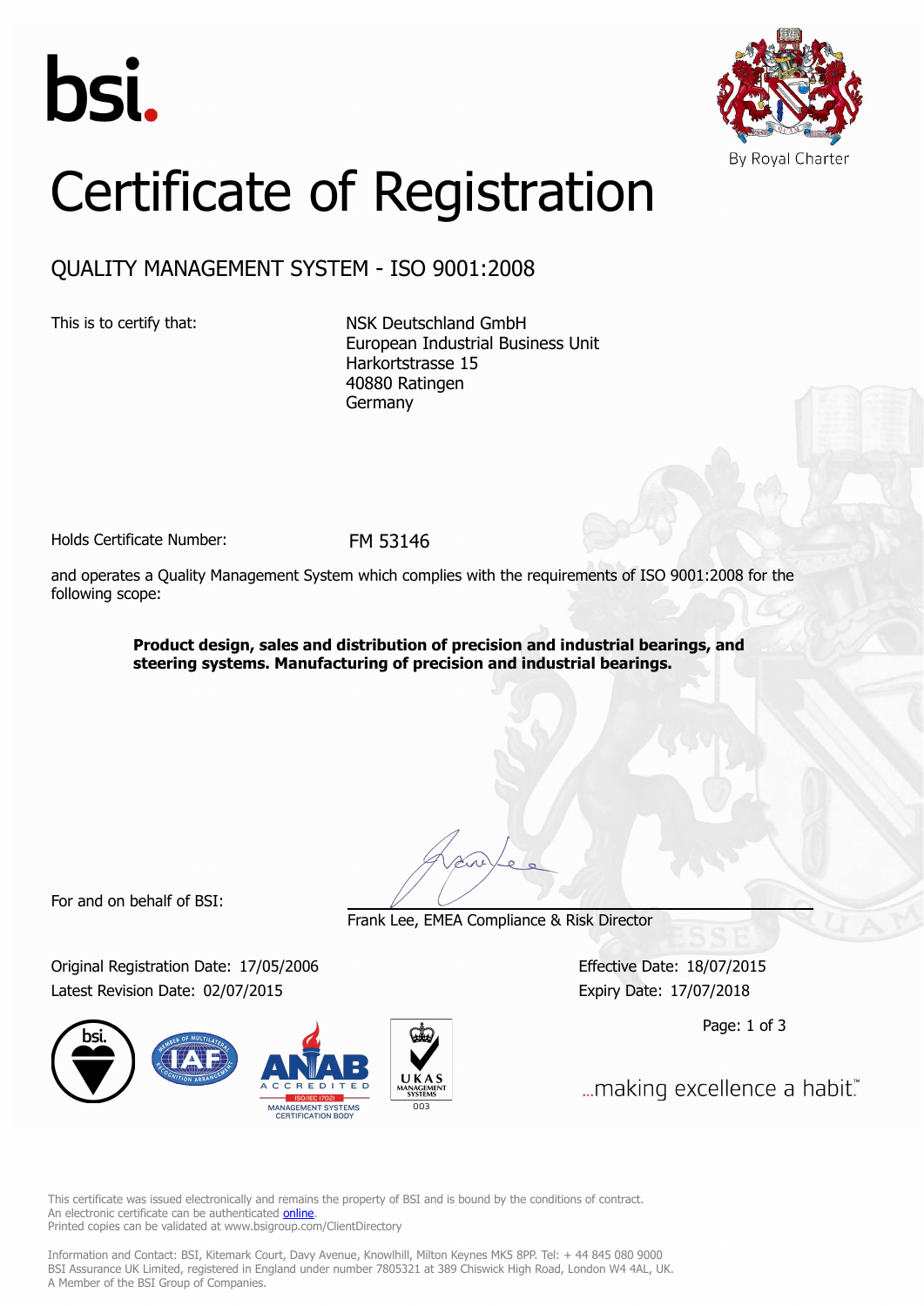bsi.

By Royal Charter

# Certificate of Registration

## QUALITY MANAGEMENT SYSTEM - ISO 9001:2008

This is to certify that:

NSK Deutschland GmbH
European Industrial Business Unit
Harkortstrasse 15
40880 Ratingen
Germany

Holds Certificate Number: FM 53146

and operates a Quality Management System which complies with the requirements of ISO 9001:2008 for the following scope:

**Product design, sales and distribution of precision and industrial bearings, and steering systems. Manufacturing of precision and industrial bearings.**

For and on behalf of BSI:

Frank Lee, EMEA Compliance & Risk Director

Original Registration Date: 17/05/2006
Latest Revision Date: 02/07/2015

Effective Date: 18/07/2015
Expiry Date: 17/07/2018

...making excellence a habit.™

This certificate was issued electronically and remains the property of BSI and is bound by the conditions of contract.
An electronic certificate can be authenticated online.
Printed copies can be validated at www.bsigroup.com/ClientDirectory

Information and Contact: BSI, Kitemark Court, Davy Avenue, Knowlhill, Milton Keynes MK5 8PP. Tel: + 44 845 080 9000
BSI Assurance UK Limited, registered in England under number 7805321 at 389 Chiswick High Road, London W4 4AL, UK.
A Member of the BSI Group of Companies.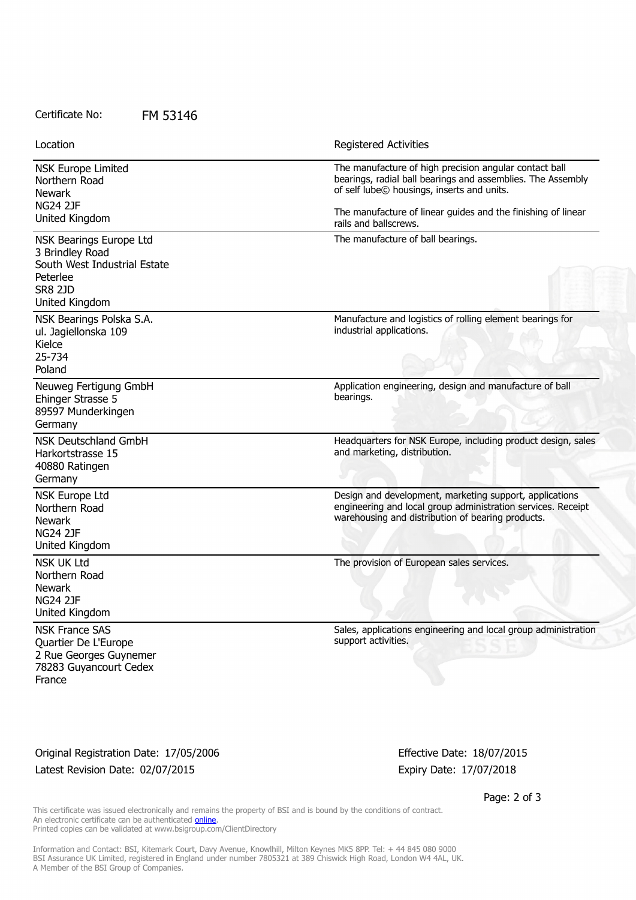Certificate No: FM 53146

| Location | Registered Activities |
| --- | --- |
| NSK Europe Limited<br>Northern Road<br>Newark<br>NG24 2JF<br>United Kingdom | The manufacture of high precision angular contact ball bearings, radial ball bearings and assemblies. The Assembly of self lube© housings, inserts and units.<br><br>The manufacture of linear guides and the finishing of linear rails and ballscrews. |
| NSK Bearings Europe Ltd<br>3 Brindley Road<br>South West Industrial Estate<br>Peterlee<br>SR8 2JD<br>United Kingdom | The manufacture of ball bearings. |
| NSK Bearings Polska S.A.<br>ul. Jagiellonska 109<br>Kielce<br>25-734<br>Poland | Manufacture and logistics of rolling element bearings for industrial applications. |
| Neuweg Fertigung GmbH<br>Ehinger Strasse 5<br>89597 Munderkingen<br>Germany | Application engineering, design and manufacture of ball bearings. |
| NSK Deutschland GmbH<br>Harkortstrasse 15<br>40880 Ratingen<br>Germany | Headquarters for NSK Europe, including product design, sales and marketing, distribution. |
| NSK Europe Ltd<br>Northern Road<br>Newark<br>NG24 2JF<br>United Kingdom | Design and development, marketing support, applications engineering and local group administration services. Receipt warehousing and distribution of bearing products. |
| NSK UK Ltd<br>Northern Road<br>Newark<br>NG24 2JF<br>United Kingdom | The provision of European sales services. |
| NSK France SAS<br>Quartier De L'Europe<br>2 Rue Georges Guynemer<br>78283 Guyancourt Cedex<br>France | Sales, applications engineering and local group administration support activities. |

Original Registration Date: 17/05/2006
Latest Revision Date: 02/07/2015

Effective Date: 18/07/2015
Expiry Date: 17/07/2018

This certificate was issued electronically and remains the property of BSI and is bound by the conditions of contract.
An electronic certificate can be authenticated online.
Printed copies can be validated at www.bsigroup.com/ClientDirectory

Information and Contact: BSI, Kitemark Court, Davy Avenue, Knowlhill, Milton Keynes MK5 8PP. Tel: + 44 845 080 9000
BSI Assurance UK Limited, registered in England under number 7805321 at 389 Chiswick High Road, London W4 4AL, UK.
A Member of the BSI Group of Companies.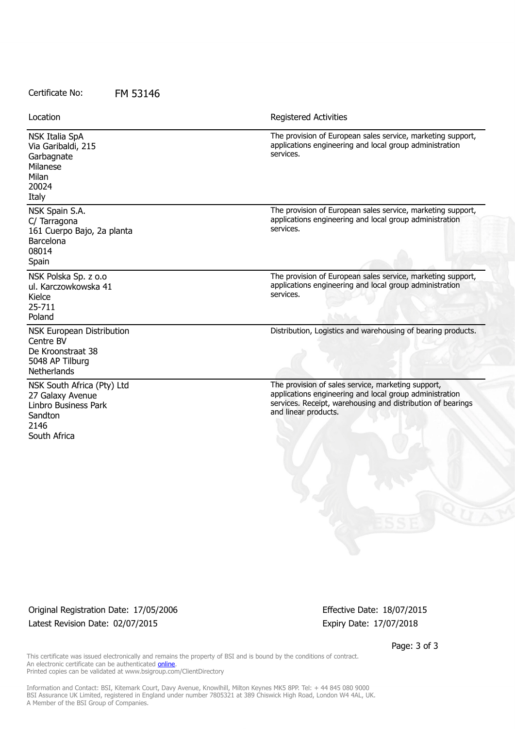Certificate No: FM 53146

| Location | Registered Activities |
| --- | --- |
| NSK Italia SpA<br>Via Garibaldi, 215<br>Garbagnate<br>Milanese<br>Milan<br>20024<br>Italy | The provision of European sales service, marketing support, applications engineering and local group administration services. |
| NSK Spain S.A.<br>C/ Tarragona<br>161 Cuerpo Bajo, 2a planta<br>Barcelona<br>08014<br>Spain | The provision of European sales service, marketing support, applications engineering and local group administration services. |
| NSK Polska Sp. z o.o<br>ul. Karczowkowska 41<br>Kielce<br>25-711<br>Poland | The provision of European sales service, marketing support, applications engineering and local group administration services. |
| NSK European Distribution Centre BV<br>De Kroonstraat 38<br>5048 AP Tilburg<br>Netherlands | Distribution, Logistics and warehousing of bearing products. |
| NSK South Africa (Pty) Ltd<br>27 Galaxy Avenue<br>Linbro Business Park<br>Sandton<br>2146<br>South Africa | The provision of sales service, marketing support, applications engineering and local group administration services. Receipt, warehousing and distribution of bearings and linear products. |

Original Registration Date: 17/05/2006

Latest Revision Date: 02/07/2015

Effective Date: 18/07/2015

Expiry Date: 17/07/2018

This certificate was issued electronically and remains the property of BSI and is bound by the conditions of contract.
An electronic certificate can be authenticated online.
Printed copies can be validated at www.bsigroup.com/ClientDirectory

Information and Contact: BSI, Kitemark Court, Davy Avenue, Knowlhill, Milton Keynes MK5 8PP. Tel: + 44 845 080 9000
BSI Assurance UK Limited, registered in England under number 7805321 at 389 Chiswick High Road, London W4 4AL, UK.
A Member of the BSI Group of Companies.